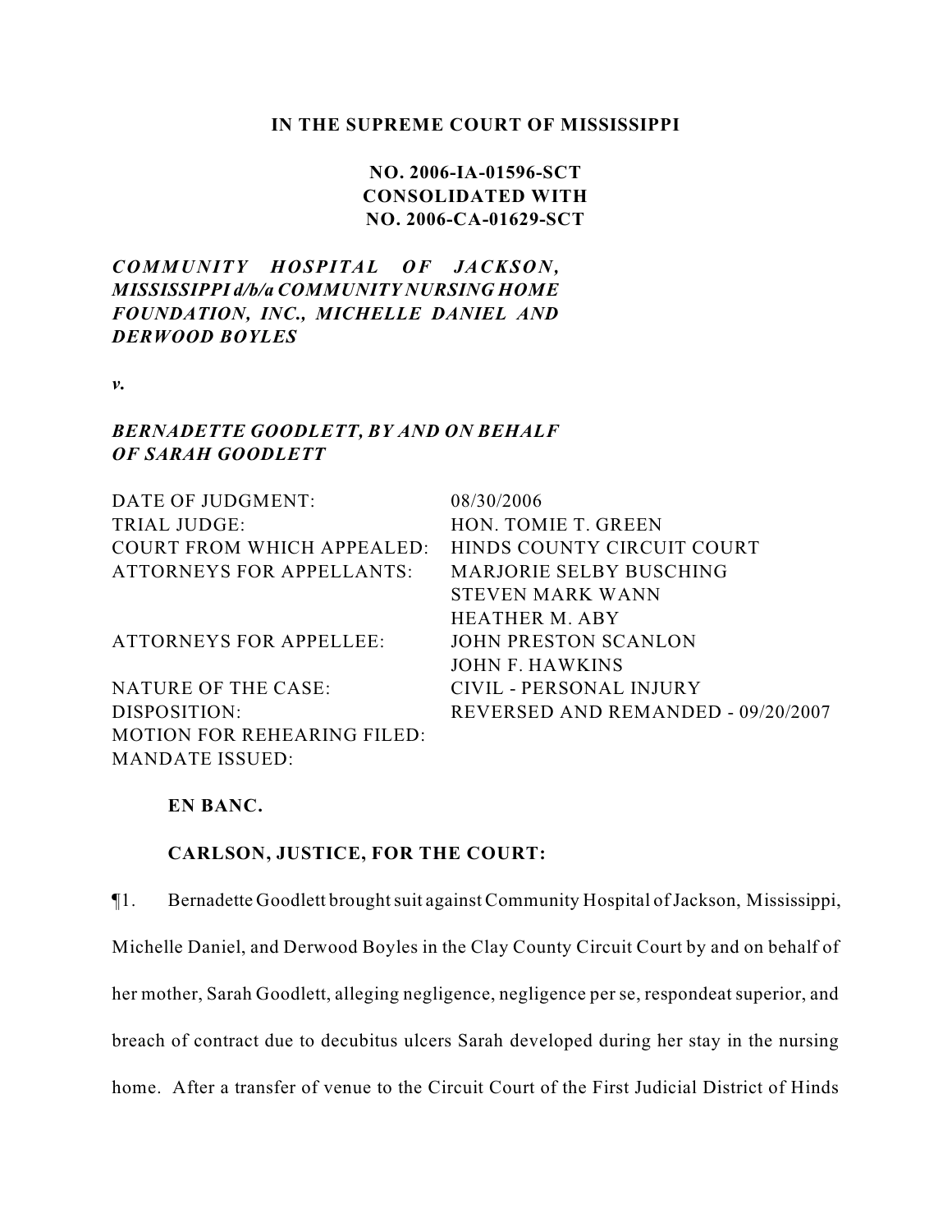**IN THE SUPREME COURT OF MISSISSIPPI**

**NO. 2006-IA-01596-SCT**
**CONSOLIDATED WITH**
**NO. 2006-CA-01629-SCT**

***COMMUNITY HOSPITAL OF JACKSON, MISSISSIPPI d/b/a COMMUNITY NURSING HOME FOUNDATION, INC., MICHELLE DANIEL AND DERWOOD BOYLES***

***v.***

***BERNADETTE GOODLETT, BY AND ON BEHALF OF SARAH GOODLETT***

| | |
|---|---|
| DATE OF JUDGMENT: | 08/30/2006 |
| TRIAL JUDGE: | HON. TOMIE T. GREEN |
| COURT FROM WHICH APPEALED: | HINDS COUNTY CIRCUIT COURT |
| ATTORNEYS FOR APPELLANTS: | MARJORIE SELBY BUSCHING<br>STEVEN MARK WANN<br>HEATHER M. ABY |
| ATTORNEYS FOR APPELLEE: | JOHN PRESTON SCANLON<br>JOHN F. HAWKINS |
| NATURE OF THE CASE: | CIVIL - PERSONAL INJURY |
| DISPOSITION: | REVERSED AND REMANDED - 09/20/2007 |
| MOTION FOR REHEARING FILED: | |
| MANDATE ISSUED: | |

**EN BANC.**

**CARLSON, JUSTICE, FOR THE COURT:**

¶1. Bernadette Goodlett brought suit against Community Hospital of Jackson, Mississippi, Michelle Daniel, and Derwood Boyles in the Clay County Circuit Court by and on behalf of her mother, Sarah Goodlett, alleging negligence, negligence per se, respondeat superior, and breach of contract due to decubitus ulcers Sarah developed during her stay in the nursing home. After a transfer of venue to the Circuit Court of the First Judicial District of Hinds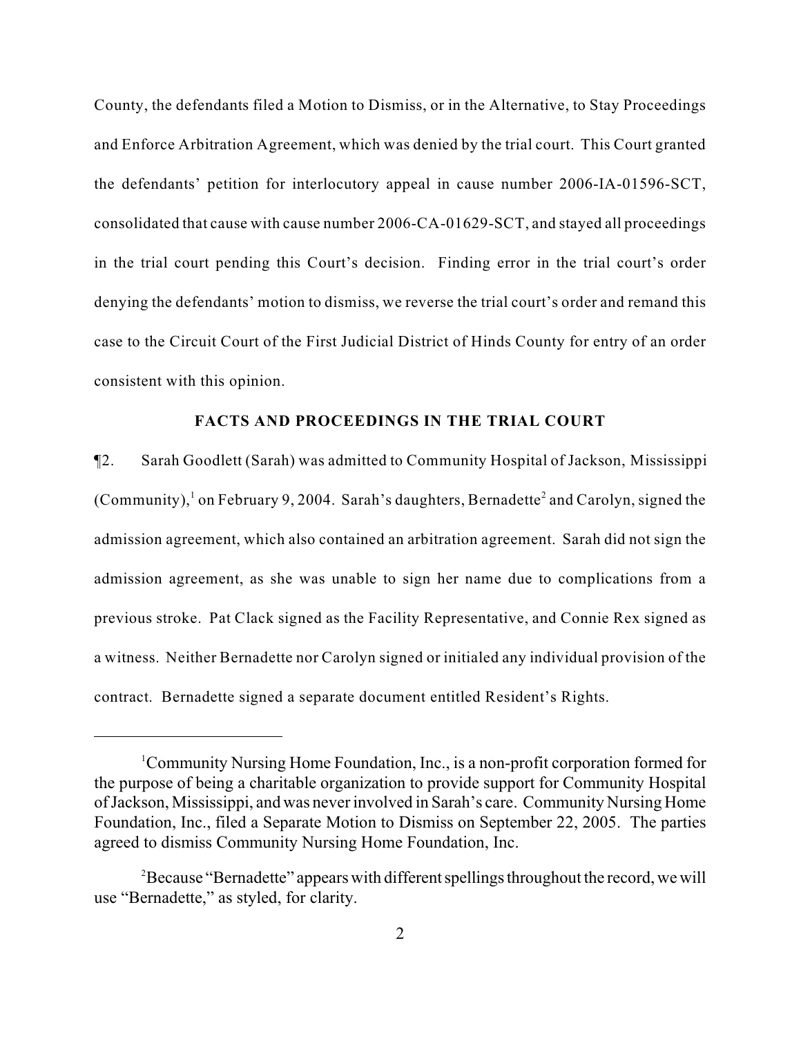County, the defendants filed a Motion to Dismiss, or in the Alternative, to Stay Proceedings and Enforce Arbitration Agreement, which was denied by the trial court. This Court granted the defendants' petition for interlocutory appeal in cause number 2006-IA-01596-SCT, consolidated that cause with cause number 2006-CA-01629-SCT, and stayed all proceedings in the trial court pending this Court's decision. Finding error in the trial court's order denying the defendants' motion to dismiss, we reverse the trial court's order and remand this case to the Circuit Court of the First Judicial District of Hinds County for entry of an order consistent with this opinion.

### FACTS AND PROCEEDINGS IN THE TRIAL COURT

¶2. Sarah Goodlett (Sarah) was admitted to Community Hospital of Jackson, Mississippi (Community),[1] on February 9, 2004. Sarah's daughters, Bernadette[2] and Carolyn, signed the admission agreement, which also contained an arbitration agreement. Sarah did not sign the admission agreement, as she was unable to sign her name due to complications from a previous stroke. Pat Clack signed as the Facility Representative, and Connie Rex signed as a witness. Neither Bernadette nor Carolyn signed or initialed any individual provision of the contract. Bernadette signed a separate document entitled Resident's Rights.

---

[1] Community Nursing Home Foundation, Inc., is a non-profit corporation formed for the purpose of being a charitable organization to provide support for Community Hospital of Jackson, Mississippi, and was never involved in Sarah's care. Community Nursing Home Foundation, Inc., filed a Separate Motion to Dismiss on September 22, 2005. The parties agreed to dismiss Community Nursing Home Foundation, Inc.

[2] Because "Bernadette" appears with different spellings throughout the record, we will use "Bernadette," as styled, for clarity.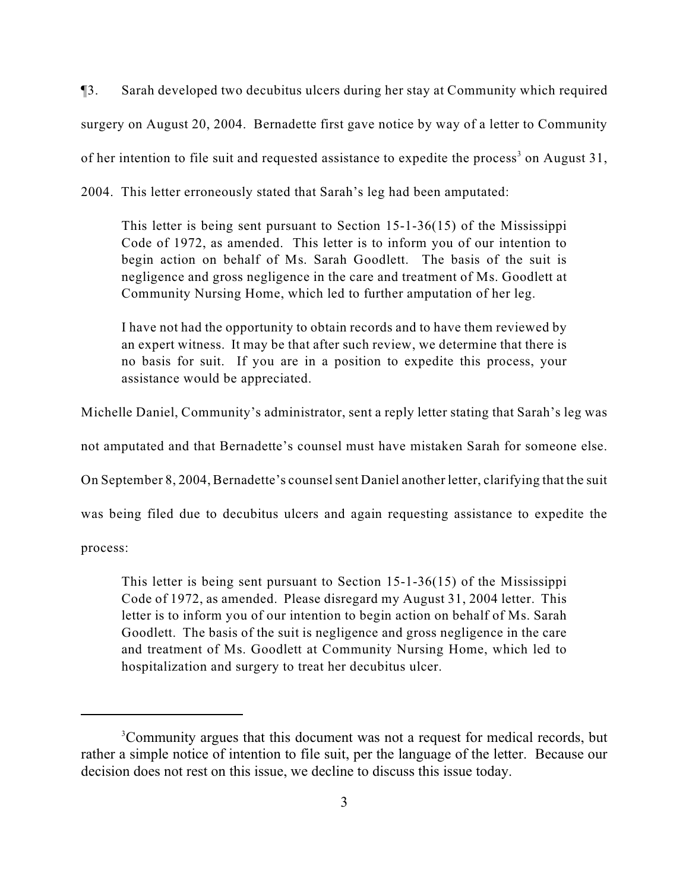¶3. Sarah developed two decubitus ulcers during her stay at Community which required surgery on August 20, 2004. Bernadette first gave notice by way of a letter to Community of her intention to file suit and requested assistance to expedite the process[3] on August 31, 2004. This letter erroneously stated that Sarah's leg had been amputated:

> This letter is being sent pursuant to Section 15-1-36(15) of the Mississippi Code of 1972, as amended. This letter is to inform you of our intention to begin action on behalf of Ms. Sarah Goodlett. The basis of the suit is negligence and gross negligence in the care and treatment of Ms. Goodlett at Community Nursing Home, which led to further amputation of her leg.
>
> I have not had the opportunity to obtain records and to have them reviewed by an expert witness. It may be that after such review, we determine that there is no basis for suit. If you are in a position to expedite this process, your assistance would be appreciated.

Michelle Daniel, Community's administrator, sent a reply letter stating that Sarah's leg was not amputated and that Bernadette's counsel must have mistaken Sarah for someone else. On September 8, 2004, Bernadette's counsel sent Daniel another letter, clarifying that the suit was being filed due to decubitus ulcers and again requesting assistance to expedite the process:

> This letter is being sent pursuant to Section 15-1-36(15) of the Mississippi Code of 1972, as amended. Please disregard my August 31, 2004 letter. This letter is to inform you of our intention to begin action on behalf of Ms. Sarah Goodlett. The basis of the suit is negligence and gross negligence in the care and treatment of Ms. Goodlett at Community Nursing Home, which led to hospitalization and surgery to treat her decubitus ulcer.

---

[3] Community argues that this document was not a request for medical records, but rather a simple notice of intention to file suit, per the language of the letter. Because our decision does not rest on this issue, we decline to discuss this issue today.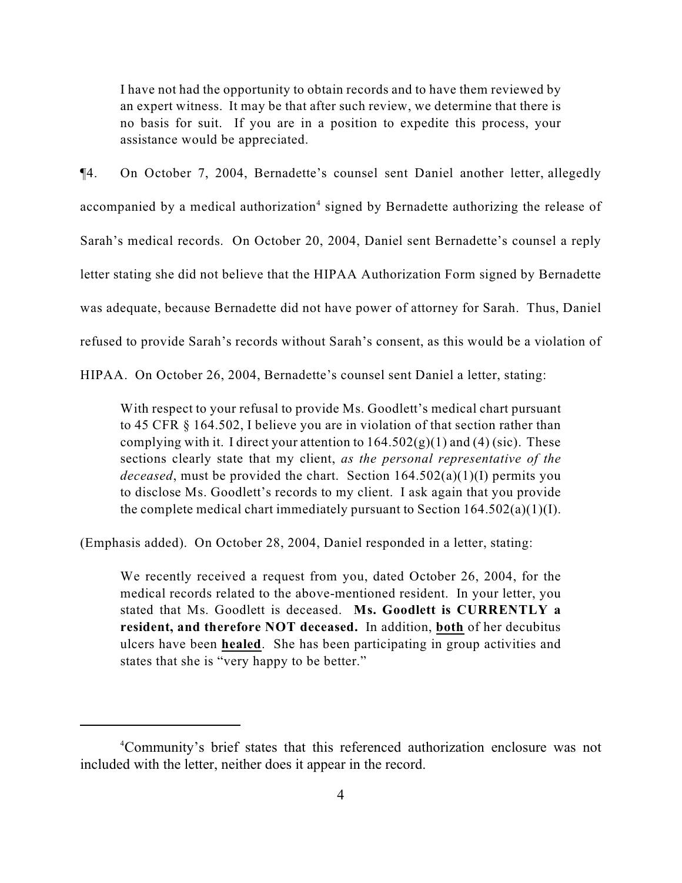> I have not had the opportunity to obtain records and to have them reviewed by an expert witness. It may be that after such review, we determine that there is no basis for suit. If you are in a position to expedite this process, your assistance would be appreciated.

¶4. On October 7, 2004, Bernadette's counsel sent Daniel another letter, allegedly accompanied by a medical authorization[4] signed by Bernadette authorizing the release of Sarah's medical records. On October 20, 2004, Daniel sent Bernadette's counsel a reply letter stating she did not believe that the HIPAA Authorization Form signed by Bernadette was adequate, because Bernadette did not have power of attorney for Sarah. Thus, Daniel refused to provide Sarah's records without Sarah's consent, as this would be a violation of HIPAA. On October 26, 2004, Bernadette's counsel sent Daniel a letter, stating:

> With respect to your refusal to provide Ms. Goodlett's medical chart pursuant to 45 CFR § 164.502, I believe you are in violation of that section rather than complying with it. I direct your attention to 164.502(g)(1) and (4) (sic). These sections clearly state that my client, *as the personal representative of the deceased*, must be provided the chart. Section 164.502(a)(1)(I) permits you to disclose Ms. Goodlett's records to my client. I ask again that you provide the complete medical chart immediately pursuant to Section 164.502(a)(1)(I).

(Emphasis added). On October 28, 2004, Daniel responded in a letter, stating:

> We recently received a request from you, dated October 26, 2004, for the medical records related to the above-mentioned resident. In your letter, you stated that Ms. Goodlett is deceased. **Ms. Goodlett is CURRENTLY a resident, and therefore NOT deceased.** In addition, **<u>both</u>** of her decubitus ulcers have been **<u>healed</u>**. She has been participating in group activities and states that she is "very happy to be better."

---

[4] Community's brief states that this referenced authorization enclosure was not included with the letter, neither does it appear in the record.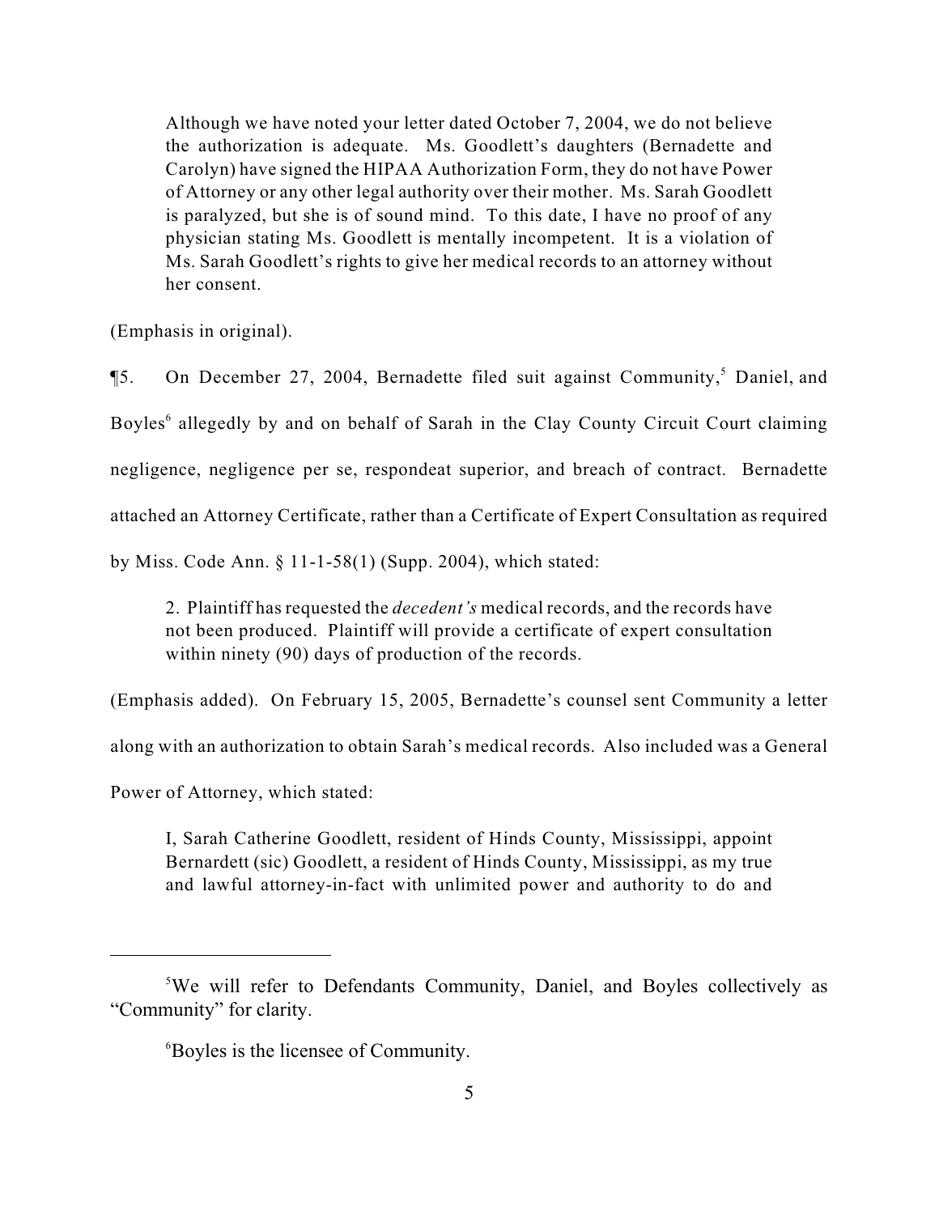> Although we have noted your letter dated October 7, 2004, we do not believe the authorization is adequate. Ms. Goodlett's daughters (Bernadette and Carolyn) have signed the HIPAA Authorization Form, they do not have Power of Attorney or any other legal authority over their mother. Ms. Sarah Goodlett is paralyzed, but she is of sound mind. To this date, I have no proof of any physician stating Ms. Goodlett is mentally incompetent. It is a violation of Ms. Sarah Goodlett's rights to give her medical records to an attorney without her consent.

(Emphasis in original).

¶5. On December 27, 2004, Bernadette filed suit against Community,[5] Daniel, and Boyles[6] allegedly by and on behalf of Sarah in the Clay County Circuit Court claiming negligence, negligence per se, respondeat superior, and breach of contract. Bernadette attached an Attorney Certificate, rather than a Certificate of Expert Consultation as required by Miss. Code Ann. § 11-1-58(1) (Supp. 2004), which stated:

> 2. Plaintiff has requested the *decedent's* medical records, and the records have not been produced. Plaintiff will provide a certificate of expert consultation within ninety (90) days of production of the records.

(Emphasis added). On February 15, 2005, Bernadette's counsel sent Community a letter along with an authorization to obtain Sarah's medical records. Also included was a General Power of Attorney, which stated:

> I, Sarah Catherine Goodlett, resident of Hinds County, Mississippi, appoint Bernardett (sic) Goodlett, a resident of Hinds County, Mississippi, as my true and lawful attorney-in-fact with unlimited power and authority to do and

---

[5] We will refer to Defendants Community, Daniel, and Boyles collectively as "Community" for clarity.

[6] Boyles is the licensee of Community.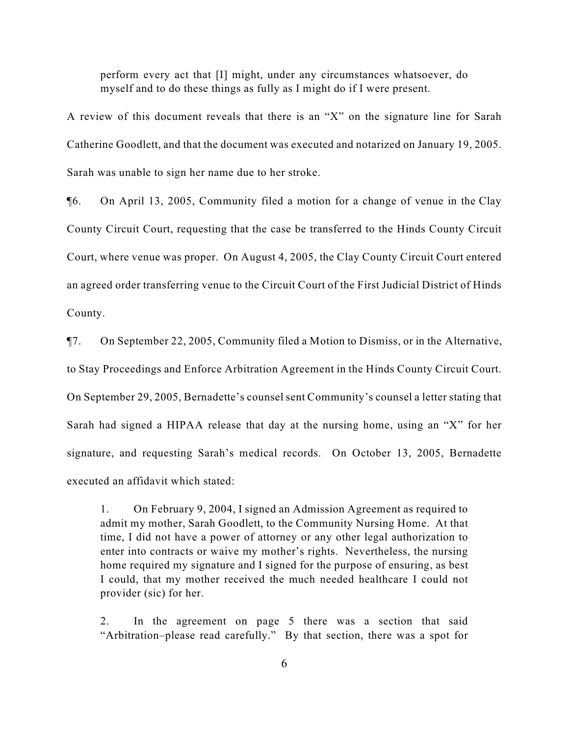> perform every act that [I] might, under any circumstances whatsoever, do myself and to do these things as fully as I might do if I were present.

A review of this document reveals that there is an "X" on the signature line for Sarah Catherine Goodlett, and that the document was executed and notarized on January 19, 2005. Sarah was unable to sign her name due to her stroke.

¶6. On April 13, 2005, Community filed a motion for a change of venue in the Clay County Circuit Court, requesting that the case be transferred to the Hinds County Circuit Court, where venue was proper. On August 4, 2005, the Clay County Circuit Court entered an agreed order transferring venue to the Circuit Court of the First Judicial District of Hinds County.

¶7. On September 22, 2005, Community filed a Motion to Dismiss, or in the Alternative, to Stay Proceedings and Enforce Arbitration Agreement in the Hinds County Circuit Court. On September 29, 2005, Bernadette's counsel sent Community's counsel a letter stating that Sarah had signed a HIPAA release that day at the nursing home, using an "X" for her signature, and requesting Sarah's medical records. On October 13, 2005, Bernadette executed an affidavit which stated:

> 1. On February 9, 2004, I signed an Admission Agreement as required to admit my mother, Sarah Goodlett, to the Community Nursing Home. At that time, I did not have a power of attorney or any other legal authorization to enter into contracts or waive my mother's rights. Nevertheless, the nursing home required my signature and I signed for the purpose of ensuring, as best I could, that my mother received the much needed healthcare I could not provider (sic) for her.
>
> 2. In the agreement on page 5 there was a section that said "Arbitration–please read carefully." By that section, there was a spot for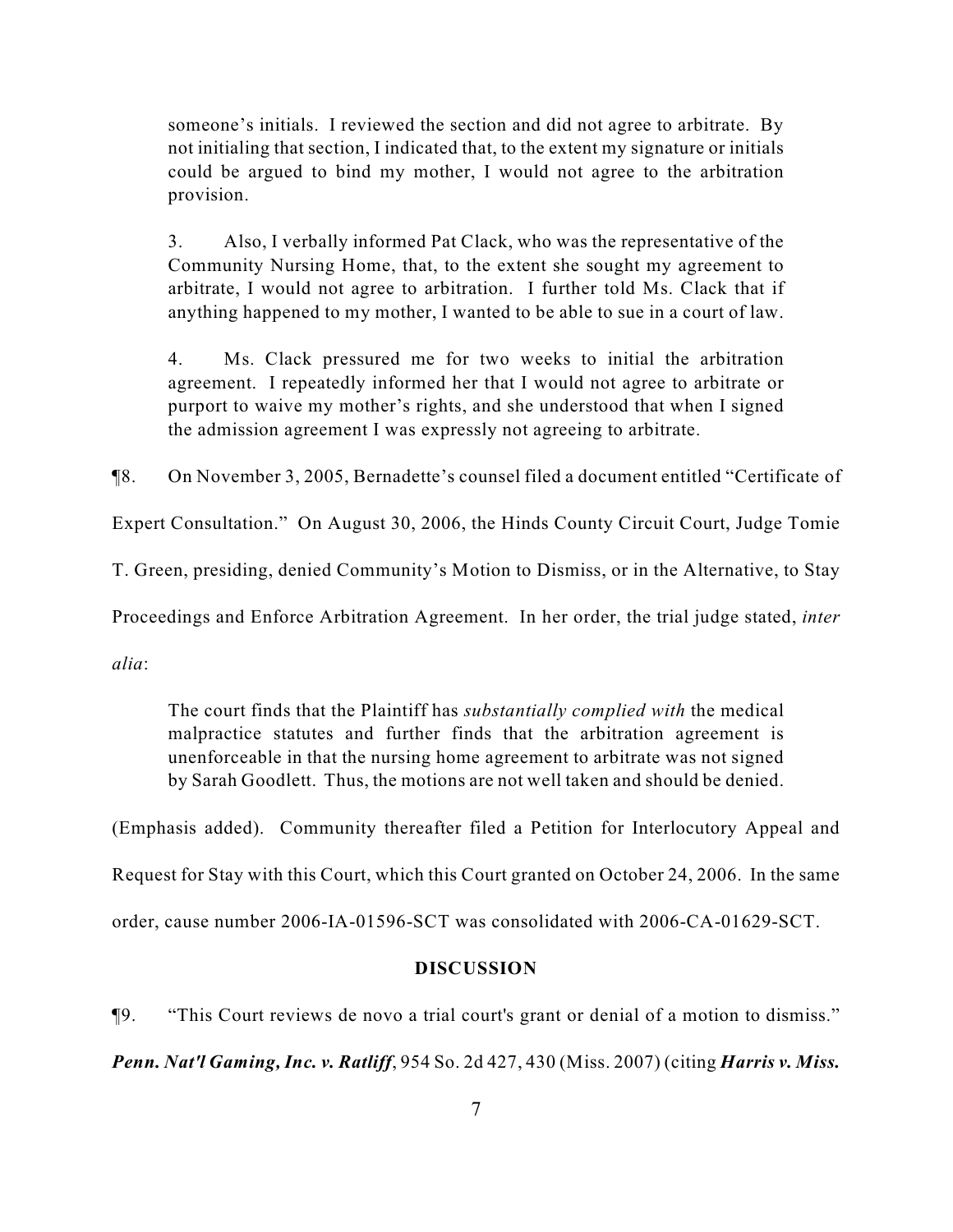> someone's initials. I reviewed the section and did not agree to arbitrate. By not initialing that section, I indicated that, to the extent my signature or initials could be argued to bind my mother, I would not agree to the arbitration provision.
>
> 3. Also, I verbally informed Pat Clack, who was the representative of the Community Nursing Home, that, to the extent she sought my agreement to arbitrate, I would not agree to arbitration. I further told Ms. Clack that if anything happened to my mother, I wanted to be able to sue in a court of law.
>
> 4. Ms. Clack pressured me for two weeks to initial the arbitration agreement. I repeatedly informed her that I would not agree to arbitrate or purport to waive my mother's rights, and she understood that when I signed the admission agreement I was expressly not agreeing to arbitrate.

¶8. On November 3, 2005, Bernadette's counsel filed a document entitled "Certificate of Expert Consultation." On August 30, 2006, the Hinds County Circuit Court, Judge Tomie T. Green, presiding, denied Community's Motion to Dismiss, or in the Alternative, to Stay Proceedings and Enforce Arbitration Agreement. In her order, the trial judge stated, *inter alia*:

> The court finds that the Plaintiff has *substantially complied with* the medical malpractice statutes and further finds that the arbitration agreement is unenforceable in that the nursing home agreement to arbitrate was not signed by Sarah Goodlett. Thus, the motions are not well taken and should be denied.

(Emphasis added). Community thereafter filed a Petition for Interlocutory Appeal and Request for Stay with this Court, which this Court granted on October 24, 2006. In the same order, cause number 2006-IA-01596-SCT was consolidated with 2006-CA-01629-SCT.

## DISCUSSION

¶9. "This Court reviews de novo a trial court's grant or denial of a motion to dismiss." ***Penn. Nat'l Gaming, Inc. v. Ratliff***, 954 So. 2d 427, 430 (Miss. 2007) (citing ***Harris v. Miss.***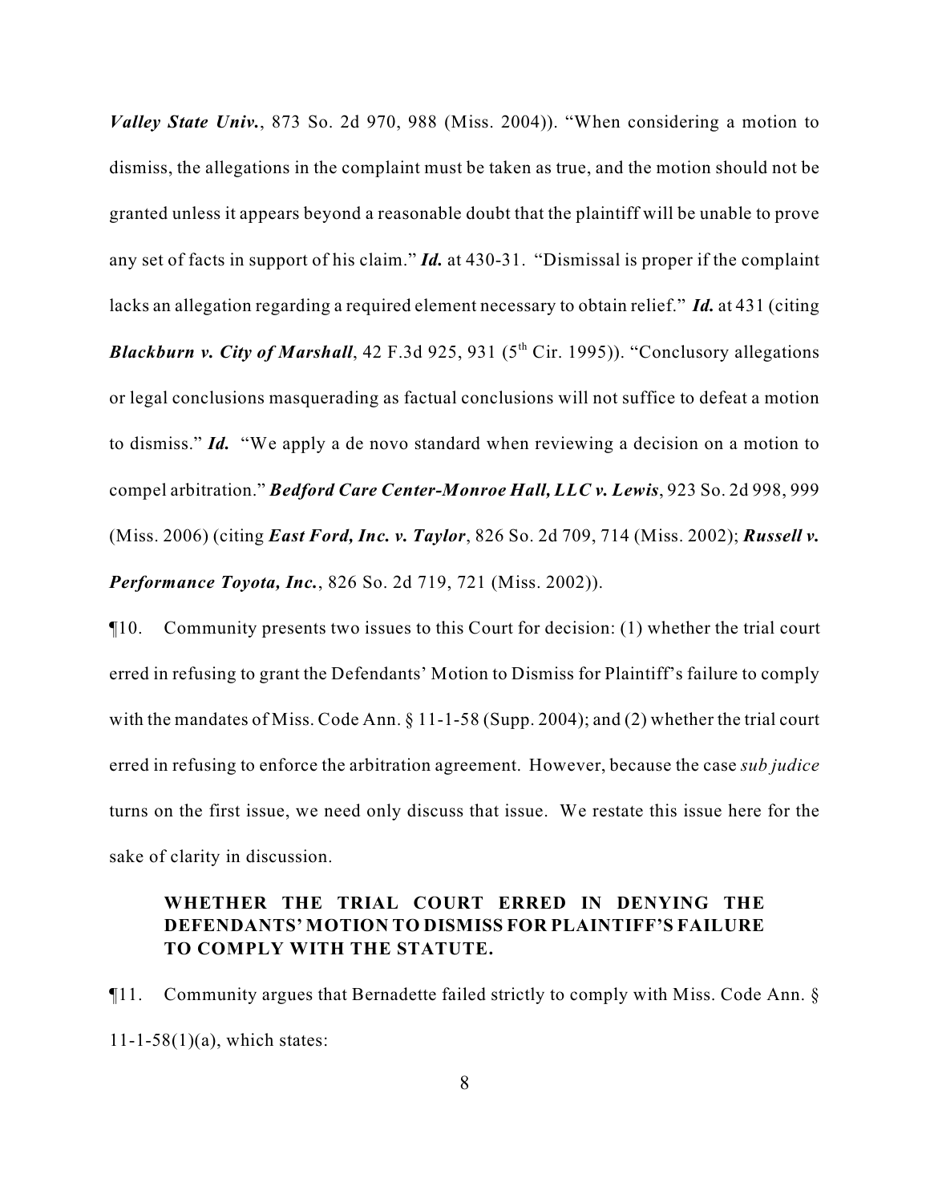***Valley State Univ.***, 873 So. 2d 970, 988 (Miss. 2004)). "When considering a motion to dismiss, the allegations in the complaint must be taken as true, and the motion should not be granted unless it appears beyond a reasonable doubt that the plaintiff will be unable to prove any set of facts in support of his claim." ***Id.*** at 430-31. "Dismissal is proper if the complaint lacks an allegation regarding a required element necessary to obtain relief." ***Id.*** at 431 (citing ***Blackburn v. City of Marshall***, 42 F.3d 925, 931 (5th Cir. 1995)). "Conclusory allegations or legal conclusions masquerading as factual conclusions will not suffice to defeat a motion to dismiss." ***Id.*** "We apply a de novo standard when reviewing a decision on a motion to compel arbitration." ***Bedford Care Center-Monroe Hall, LLC v. Lewis***, 923 So. 2d 998, 999 (Miss. 2006) (citing ***East Ford, Inc. v. Taylor***, 826 So. 2d 709, 714 (Miss. 2002); ***Russell v. Performance Toyota, Inc.***, 826 So. 2d 719, 721 (Miss. 2002)).

¶10. Community presents two issues to this Court for decision: (1) whether the trial court erred in refusing to grant the Defendants' Motion to Dismiss for Plaintiff's failure to comply with the mandates of Miss. Code Ann. § 11-1-58 (Supp. 2004); and (2) whether the trial court erred in refusing to enforce the arbitration agreement. However, because the case *sub judice* turns on the first issue, we need only discuss that issue. We restate this issue here for the sake of clarity in discussion.

**WHETHER THE TRIAL COURT ERRED IN DENYING THE DEFENDANTS' MOTION TO DISMISS FOR PLAINTIFF'S FAILURE TO COMPLY WITH THE STATUTE.**

¶11. Community argues that Bernadette failed strictly to comply with Miss. Code Ann. § 11-1-58(1)(a), which states: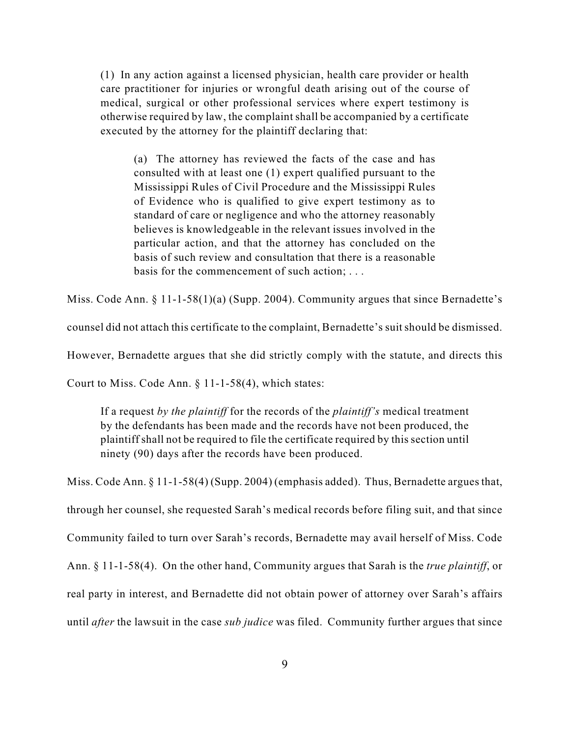> (1) In any action against a licensed physician, health care provider or health care practitioner for injuries or wrongful death arising out of the course of medical, surgical or other professional services where expert testimony is otherwise required by law, the complaint shall be accompanied by a certificate executed by the attorney for the plaintiff declaring that:
>
> > (a) The attorney has reviewed the facts of the case and has consulted with at least one (1) expert qualified pursuant to the Mississippi Rules of Civil Procedure and the Mississippi Rules of Evidence who is qualified to give expert testimony as to standard of care or negligence and who the attorney reasonably believes is knowledgeable in the relevant issues involved in the particular action, and that the attorney has concluded on the basis of such review and consultation that there is a reasonable basis for the commencement of such action; . . .

Miss. Code Ann. § 11-1-58(1)(a) (Supp. 2004). Community argues that since Bernadette's counsel did not attach this certificate to the complaint, Bernadette's suit should be dismissed. However, Bernadette argues that she did strictly comply with the statute, and directs this Court to Miss. Code Ann. § 11-1-58(4), which states:

> If a request *by the plaintiff* for the records of the *plaintiff's* medical treatment by the defendants has been made and the records have not been produced, the plaintiff shall not be required to file the certificate required by this section until ninety (90) days after the records have been produced.

Miss. Code Ann. § 11-1-58(4) (Supp. 2004) (emphasis added). Thus, Bernadette argues that, through her counsel, she requested Sarah's medical records before filing suit, and that since Community failed to turn over Sarah's records, Bernadette may avail herself of Miss. Code Ann. § 11-1-58(4). On the other hand, Community argues that Sarah is the *true plaintiff*, or real party in interest, and Bernadette did not obtain power of attorney over Sarah's affairs until *after* the lawsuit in the case *sub judice* was filed. Community further argues that since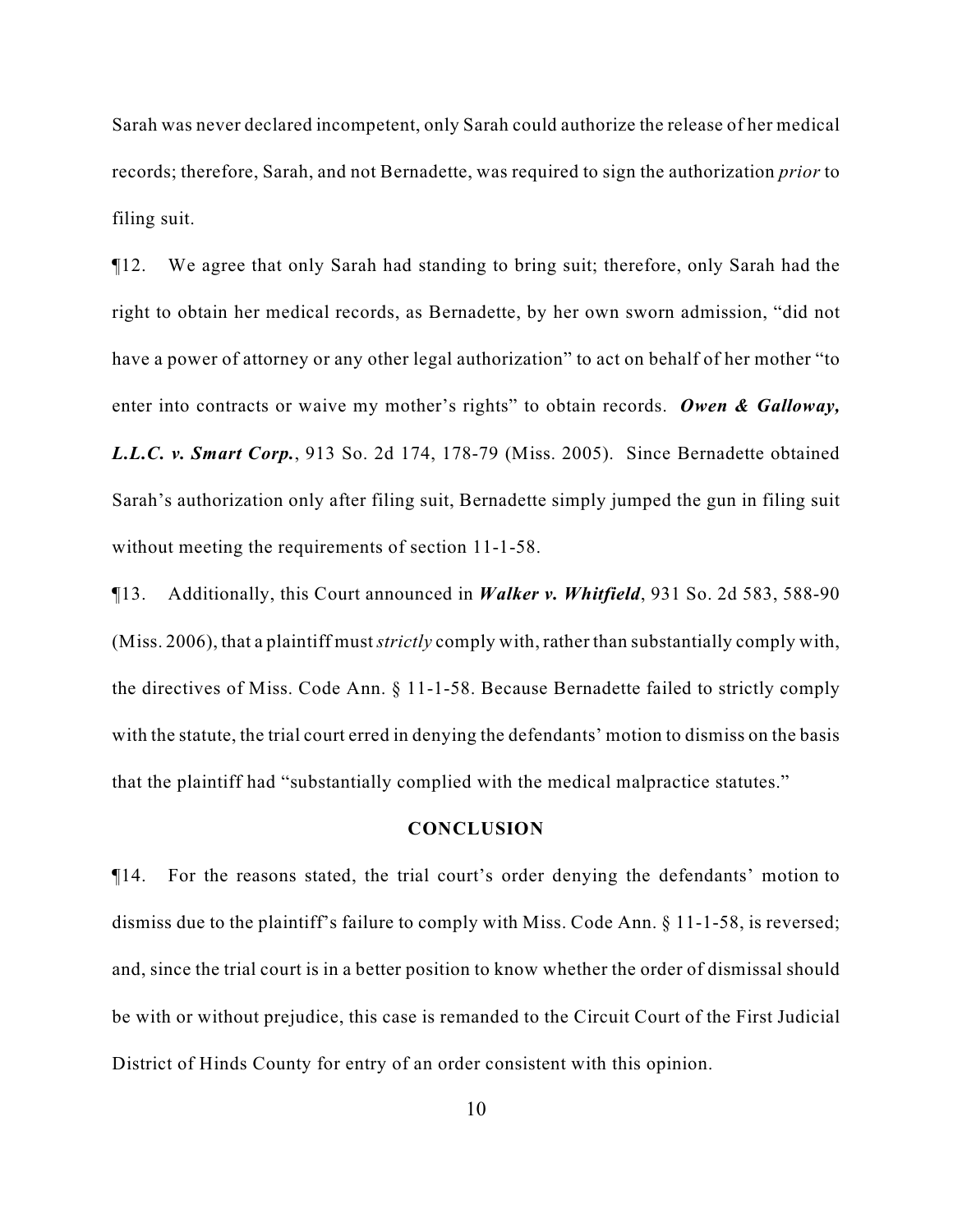Sarah was never declared incompetent, only Sarah could authorize the release of her medical records; therefore, Sarah, and not Bernadette, was required to sign the authorization *prior* to filing suit.

¶12. We agree that only Sarah had standing to bring suit; therefore, only Sarah had the right to obtain her medical records, as Bernadette, by her own sworn admission, "did not have a power of attorney or any other legal authorization" to act on behalf of her mother "to enter into contracts or waive my mother's rights" to obtain records. ***Owen & Galloway, L.L.C. v. Smart Corp.***, 913 So. 2d 174, 178-79 (Miss. 2005). Since Bernadette obtained Sarah's authorization only after filing suit, Bernadette simply jumped the gun in filing suit without meeting the requirements of section 11-1-58.

¶13. Additionally, this Court announced in ***Walker v. Whitfield***, 931 So. 2d 583, 588-90 (Miss. 2006), that a plaintiff must *strictly* comply with, rather than substantially comply with, the directives of Miss. Code Ann. § 11-1-58. Because Bernadette failed to strictly comply with the statute, the trial court erred in denying the defendants' motion to dismiss on the basis that the plaintiff had "substantially complied with the medical malpractice statutes."

## CONCLUSION

¶14. For the reasons stated, the trial court's order denying the defendants' motion to dismiss due to the plaintiff's failure to comply with Miss. Code Ann. § 11-1-58, is reversed; and, since the trial court is in a better position to know whether the order of dismissal should be with or without prejudice, this case is remanded to the Circuit Court of the First Judicial District of Hinds County for entry of an order consistent with this opinion.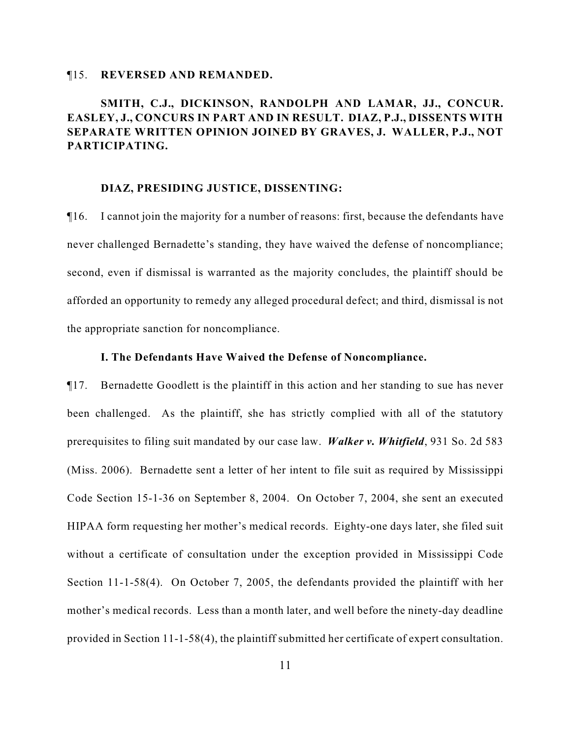¶15. **REVERSED AND REMANDED.**

**SMITH, C.J., DICKINSON, RANDOLPH AND LAMAR, JJ., CONCUR. EASLEY, J., CONCURS IN PART AND IN RESULT. DIAZ, P.J., DISSENTS WITH SEPARATE WRITTEN OPINION JOINED BY GRAVES, J. WALLER, P.J., NOT PARTICIPATING.**

**DIAZ, PRESIDING JUSTICE, DISSENTING:**

¶16. I cannot join the majority for a number of reasons: first, because the defendants have never challenged Bernadette's standing, they have waived the defense of noncompliance; second, even if dismissal is warranted as the majority concludes, the plaintiff should be afforded an opportunity to remedy any alleged procedural defect; and third, dismissal is not the appropriate sanction for noncompliance.

**I. The Defendants Have Waived the Defense of Noncompliance.**

¶17. Bernadette Goodlett is the plaintiff in this action and her standing to sue has never been challenged. As the plaintiff, she has strictly complied with all of the statutory prerequisites to filing suit mandated by our case law. ***Walker v. Whitfield***, 931 So. 2d 583 (Miss. 2006). Bernadette sent a letter of her intent to file suit as required by Mississippi Code Section 15-1-36 on September 8, 2004. On October 7, 2004, she sent an executed HIPAA form requesting her mother's medical records. Eighty-one days later, she filed suit without a certificate of consultation under the exception provided in Mississippi Code Section 11-1-58(4). On October 7, 2005, the defendants provided the plaintiff with her mother's medical records. Less than a month later, and well before the ninety-day deadline provided in Section 11-1-58(4), the plaintiff submitted her certificate of expert consultation.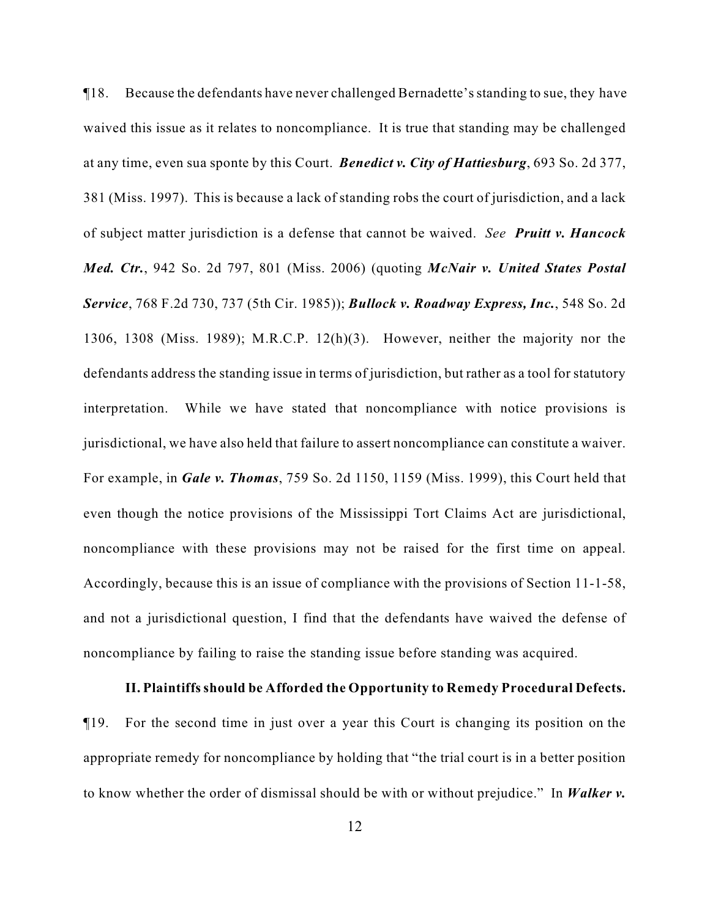¶18. Because the defendants have never challenged Bernadette's standing to sue, they have waived this issue as it relates to noncompliance. It is true that standing may be challenged at any time, even sua sponte by this Court. ***Benedict v. City of Hattiesburg***, 693 So. 2d 377, 381 (Miss. 1997). This is because a lack of standing robs the court of jurisdiction, and a lack of subject matter jurisdiction is a defense that cannot be waived. *See* ***Pruitt v. Hancock Med. Ctr.***, 942 So. 2d 797, 801 (Miss. 2006) (quoting ***McNair v. United States Postal Service***, 768 F.2d 730, 737 (5th Cir. 1985)); ***Bullock v. Roadway Express, Inc.***, 548 So. 2d 1306, 1308 (Miss. 1989); M.R.C.P. 12(h)(3). However, neither the majority nor the defendants address the standing issue in terms of jurisdiction, but rather as a tool for statutory interpretation. While we have stated that noncompliance with notice provisions is jurisdictional, we have also held that failure to assert noncompliance can constitute a waiver. For example, in ***Gale v. Thomas***, 759 So. 2d 1150, 1159 (Miss. 1999), this Court held that even though the notice provisions of the Mississippi Tort Claims Act are jurisdictional, noncompliance with these provisions may not be raised for the first time on appeal. Accordingly, because this is an issue of compliance with the provisions of Section 11-1-58, and not a jurisdictional question, I find that the defendants have waived the defense of noncompliance by failing to raise the standing issue before standing was acquired.

**II. Plaintiffs should be Afforded the Opportunity to Remedy Procedural Defects.**

¶19. For the second time in just over a year this Court is changing its position on the appropriate remedy for noncompliance by holding that "the trial court is in a better position to know whether the order of dismissal should be with or without prejudice." In ***Walker v.***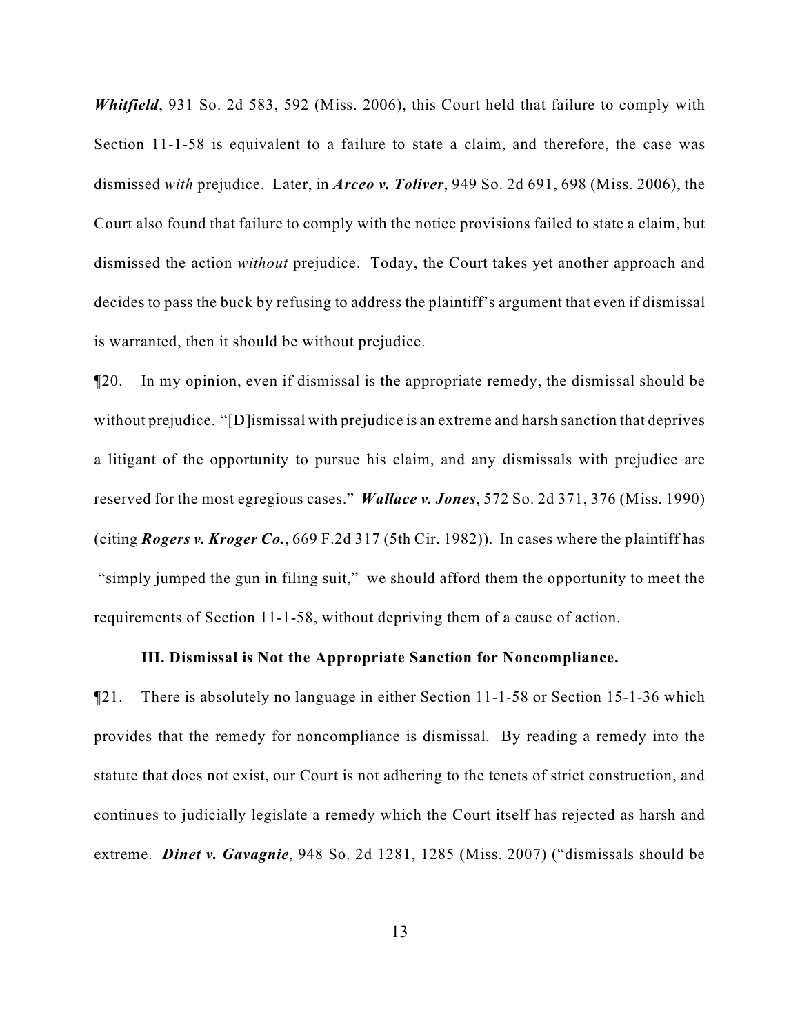***Whitfield***, 931 So. 2d 583, 592 (Miss. 2006), this Court held that failure to comply with Section 11-1-58 is equivalent to a failure to state a claim, and therefore, the case was dismissed *with* prejudice. Later, in ***Arceo v. Toliver***, 949 So. 2d 691, 698 (Miss. 2006), the Court also found that failure to comply with the notice provisions failed to state a claim, but dismissed the action *without* prejudice. Today, the Court takes yet another approach and decides to pass the buck by refusing to address the plaintiff's argument that even if dismissal is warranted, then it should be without prejudice.

¶20. In my opinion, even if dismissal is the appropriate remedy, the dismissal should be without prejudice. "[D]ismissal with prejudice is an extreme and harsh sanction that deprives a litigant of the opportunity to pursue his claim, and any dismissals with prejudice are reserved for the most egregious cases." ***Wallace v. Jones***, 572 So. 2d 371, 376 (Miss. 1990) (citing ***Rogers v. Kroger Co.***, 669 F.2d 317 (5th Cir. 1982)). In cases where the plaintiff has "simply jumped the gun in filing suit," we should afford them the opportunity to meet the requirements of Section 11-1-58, without depriving them of a cause of action.

**III. Dismissal is Not the Appropriate Sanction for Noncompliance.**

¶21. There is absolutely no language in either Section 11-1-58 or Section 15-1-36 which provides that the remedy for noncompliance is dismissal. By reading a remedy into the statute that does not exist, our Court is not adhering to the tenets of strict construction, and continues to judicially legislate a remedy which the Court itself has rejected as harsh and extreme. ***Dinet v. Gavagnie***, 948 So. 2d 1281, 1285 (Miss. 2007) ("dismissals should be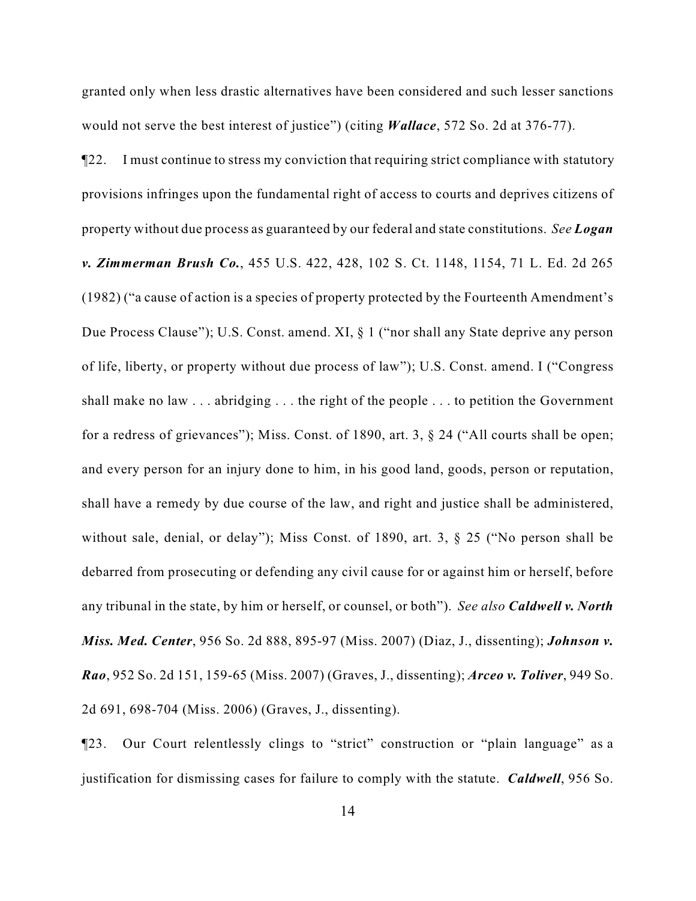granted only when less drastic alternatives have been considered and such lesser sanctions would not serve the best interest of justice") (citing ***Wallace***, 572 So. 2d at 376-77).

¶22. I must continue to stress my conviction that requiring strict compliance with statutory provisions infringes upon the fundamental right of access to courts and deprives citizens of property without due process as guaranteed by our federal and state constitutions. *See* ***Logan v. Zimmerman Brush Co.***, 455 U.S. 422, 428, 102 S. Ct. 1148, 1154, 71 L. Ed. 2d 265 (1982) ("a cause of action is a species of property protected by the Fourteenth Amendment's Due Process Clause"); U.S. Const. amend. XI, § 1 ("nor shall any State deprive any person of life, liberty, or property without due process of law"); U.S. Const. amend. I ("Congress shall make no law . . . abridging . . . the right of the people . . . to petition the Government for a redress of grievances"); Miss. Const. of 1890, art. 3, § 24 ("All courts shall be open; and every person for an injury done to him, in his good land, goods, person or reputation, shall have a remedy by due course of the law, and right and justice shall be administered, without sale, denial, or delay"); Miss Const. of 1890, art. 3, § 25 ("No person shall be debarred from prosecuting or defending any civil cause for or against him or herself, before any tribunal in the state, by him or herself, or counsel, or both"). *See also* ***Caldwell v. North Miss. Med. Center***, 956 So. 2d 888, 895-97 (Miss. 2007) (Diaz, J., dissenting); ***Johnson v. Rao***, 952 So. 2d 151, 159-65 (Miss. 2007) (Graves, J., dissenting); ***Arceo v. Toliver***, 949 So. 2d 691, 698-704 (Miss. 2006) (Graves, J., dissenting).

¶23. Our Court relentlessly clings to "strict" construction or "plain language" as a justification for dismissing cases for failure to comply with the statute. ***Caldwell***, 956 So.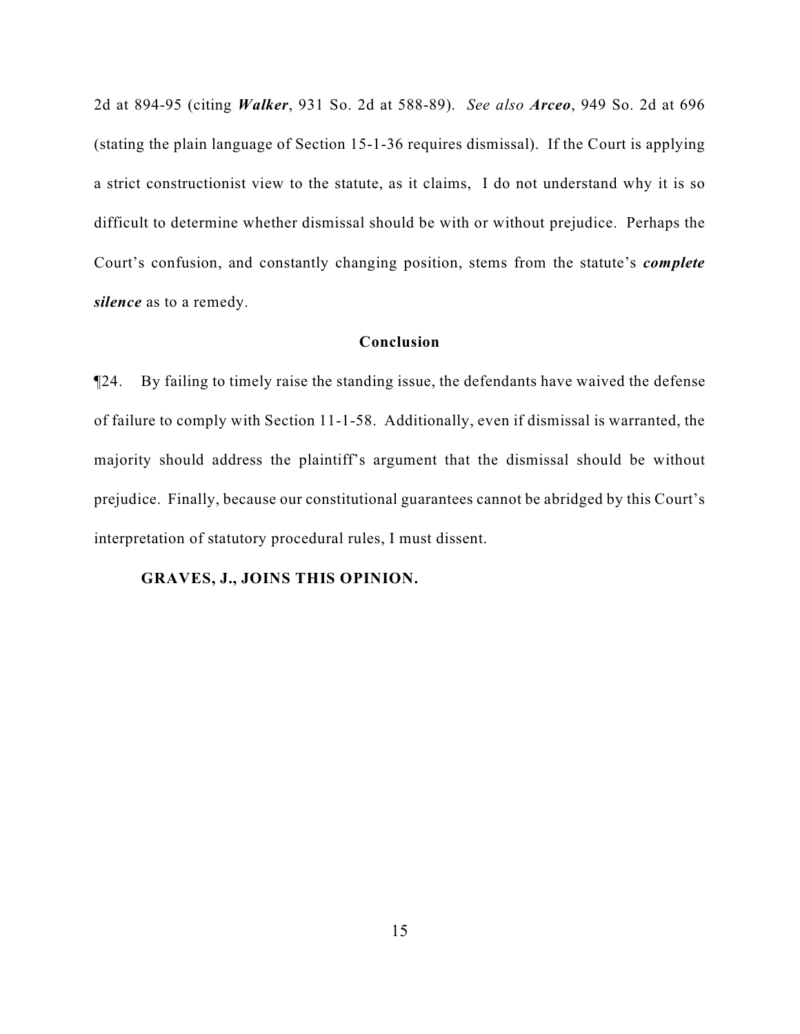2d at 894-95 (citing ***Walker***, 931 So. 2d at 588-89). *See also* ***Arceo***, 949 So. 2d at 696 (stating the plain language of Section 15-1-36 requires dismissal). If the Court is applying a strict constructionist view to the statute, as it claims, I do not understand why it is so difficult to determine whether dismissal should be with or without prejudice. Perhaps the Court's confusion, and constantly changing position, stems from the statute's ***complete silence*** as to a remedy.

**Conclusion**

¶24. By failing to timely raise the standing issue, the defendants have waived the defense of failure to comply with Section 11-1-58. Additionally, even if dismissal is warranted, the majority should address the plaintiff's argument that the dismissal should be without prejudice. Finally, because our constitutional guarantees cannot be abridged by this Court's interpretation of statutory procedural rules, I must dissent.

**GRAVES, J., JOINS THIS OPINION.**